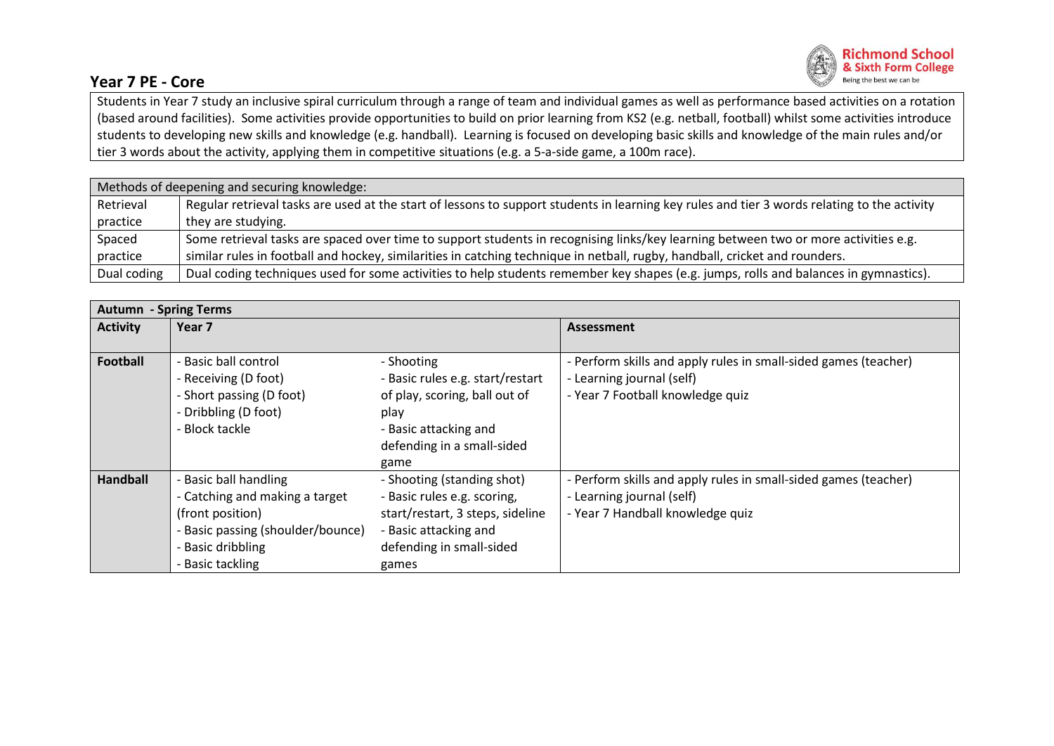## Year 7 PE - Core

Students in Year 7 study an inclusive spiral curriculum through a range of team and individual games as well as performance based activities on a rotation (based around facilities). Some activities provide opportunities to build on prior learning from KS2 (e.g. netball, football) whilst some activities introduce students to developing new skills and knowledge (e.g. handball). Learning is focused on developing basic skills and knowledge of the main rules and/or tier 3 words about the activity, applying them in competitive situations (e.g. a 5-a-side game, a 100m race).

| Methods of deepening and securing knowledge: | |
|---|---|
| Retrieval practice | Regular retrieval tasks are used at the start of lessons to support students in learning key rules and tier 3 words relating to the activity they are studying. |
| Spaced practice | Some retrieval tasks are spaced over time to support students in recognising links/key learning between two or more activities e.g. similar rules in football and hockey, similarities in catching technique in netball, rugby, handball, cricket and rounders. |
| Dual coding | Dual coding techniques used for some activities to help students remember key shapes (e.g. jumps, rolls and balances in gymnastics). |

| Autumn - Spring Terms | | | |
|---|---|---|---|
| **Activity** | **Year 7** | | **Assessment** |
| **Football** | - Basic ball control<br>- Receiving (D foot)<br>- Short passing (D foot)<br>- Dribbling (D foot)<br>- Block tackle | - Shooting<br>- Basic rules e.g. start/restart of play, scoring, ball out of play<br>- Basic attacking and defending in a small-sided game | - Perform skills and apply rules in small-sided games (teacher)<br>- Learning journal (self)<br>- Year 7 Football knowledge quiz |
| **Handball** | - Basic ball handling<br>- Catching and making a target (front position)<br>- Basic passing (shoulder/bounce)<br>- Basic dribbling<br>- Basic tackling | - Shooting (standing shot)<br>- Basic rules e.g. scoring, start/restart, 3 steps, sideline<br>- Basic attacking and defending in small-sided games | - Perform skills and apply rules in small-sided games (teacher)<br>- Learning journal (self)<br>- Year 7 Handball knowledge quiz |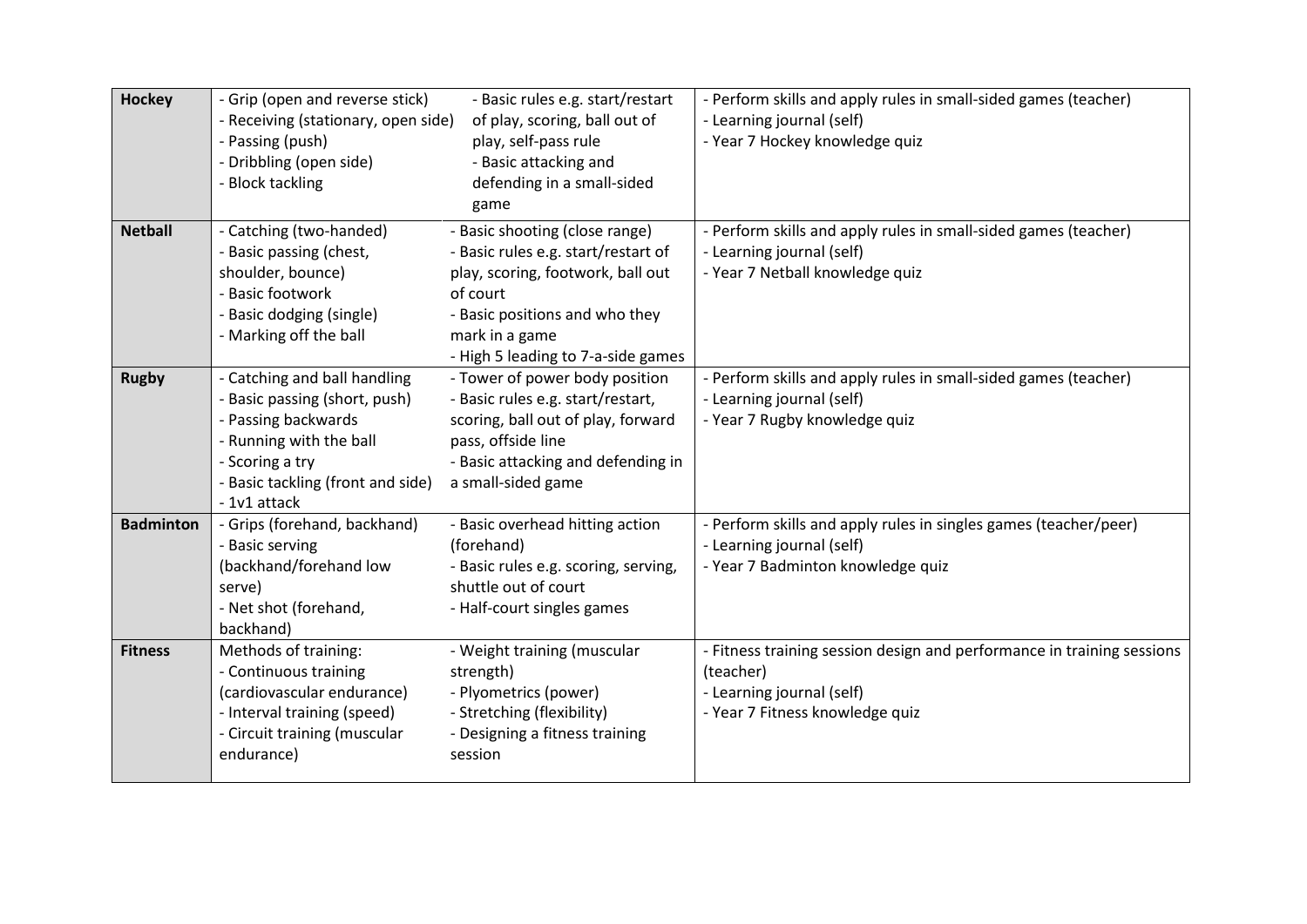| | | | |
|---|---|---|---|
| **Hockey** | - Grip (open and reverse stick)<br>- Receiving (stationary, open side)<br>- Passing (push)<br>- Dribbling (open side)<br>- Block tackling | - Basic rules e.g. start/restart of play, scoring, ball out of play, self-pass rule<br>- Basic attacking and defending in a small-sided game | - Perform skills and apply rules in small-sided games (teacher)<br>- Learning journal (self)<br>- Year 7 Hockey knowledge quiz |
| **Netball** | - Catching (two-handed)<br>- Basic passing (chest, shoulder, bounce)<br>- Basic footwork<br>- Basic dodging (single)<br>- Marking off the ball | - Basic shooting (close range)<br>- Basic rules e.g. start/restart of play, scoring, footwork, ball out of court<br>- Basic positions and who they mark in a game<br>- High 5 leading to 7-a-side games | - Perform skills and apply rules in small-sided games (teacher)<br>- Learning journal (self)<br>- Year 7 Netball knowledge quiz |
| **Rugby** | - Catching and ball handling<br>- Basic passing (short, push)<br>- Passing backwards<br>- Running with the ball<br>- Scoring a try<br>- Basic tackling (front and side)<br>- 1v1 attack | - Tower of power body position<br>- Basic rules e.g. start/restart, scoring, ball out of play, forward pass, offside line<br>- Basic attacking and defending in a small-sided game | - Perform skills and apply rules in small-sided games (teacher)<br>- Learning journal (self)<br>- Year 7 Rugby knowledge quiz |
| **Badminton** | - Grips (forehand, backhand)<br>- Basic serving (backhand/forehand low serve)<br>- Net shot (forehand, backhand) | - Basic overhead hitting action (forehand)<br>- Basic rules e.g. scoring, serving, shuttle out of court<br>- Half-court singles games | - Perform skills and apply rules in singles games (teacher/peer)<br>- Learning journal (self)<br>- Year 7 Badminton knowledge quiz |
| **Fitness** | Methods of training:<br>- Continuous training (cardiovascular endurance)<br>- Interval training (speed)<br>- Circuit training (muscular endurance) | - Weight training (muscular strength)<br>- Plyometrics (power)<br>- Stretching (flexibility)<br>- Designing a fitness training session | - Fitness training session design and performance in training sessions (teacher)<br>- Learning journal (self)<br>- Year 7 Fitness knowledge quiz |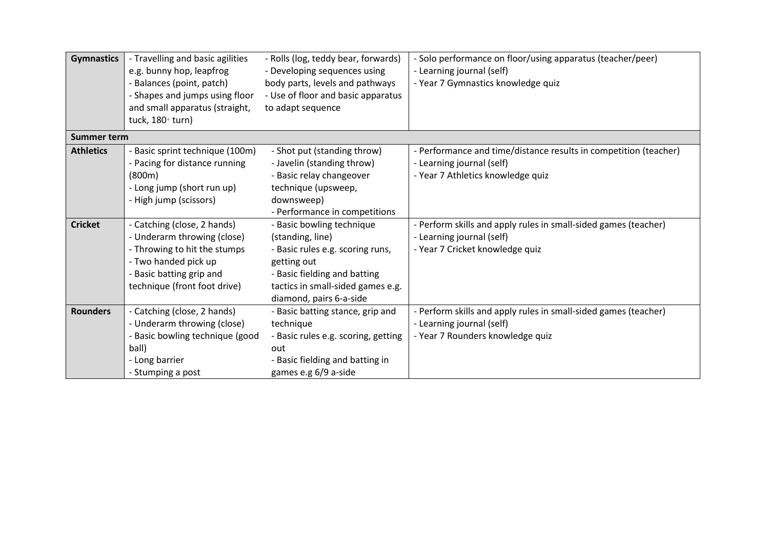| | | | |
|---|---|---|---|
| **Gymnastics** | - Travelling and basic agilities e.g. bunny hop, leapfrog<br>- Balances (point, patch)<br>- Shapes and jumps using floor and small apparatus (straight, tuck, 180° turn) | - Rolls (log, teddy bear, forwards)<br>- Developing sequences using body parts, levels and pathways<br>- Use of floor and basic apparatus to adapt sequence | - Solo performance on floor/using apparatus (teacher/peer)<br>- Learning journal (self)<br>- Year 7 Gymnastics knowledge quiz |
| **Summer term** | | | |
| **Athletics** | - Basic sprint technique (100m)<br>- Pacing for distance running (800m)<br>- Long jump (short run up)<br>- High jump (scissors) | - Shot put (standing throw)<br>- Javelin (standing throw)<br>- Basic relay changeover technique (upsweep, downsweep)<br>- Performance in competitions | - Performance and time/distance results in competition (teacher)<br>- Learning journal (self)<br>- Year 7 Athletics knowledge quiz |
| **Cricket** | - Catching (close, 2 hands)<br>- Underarm throwing (close)<br>- Throwing to hit the stumps<br>- Two handed pick up<br>- Basic batting grip and technique (front foot drive) | - Basic bowling technique (standing, line)<br>- Basic rules e.g. scoring runs, getting out<br>- Basic fielding and batting tactics in small-sided games e.g. diamond, pairs 6-a-side | - Perform skills and apply rules in small-sided games (teacher)<br>- Learning journal (self)<br>- Year 7 Cricket knowledge quiz |
| **Rounders** | - Catching (close, 2 hands)<br>- Underarm throwing (close)<br>- Basic bowling technique (good ball)<br>- Long barrier<br>- Stumping a post | - Basic batting stance, grip and technique<br>- Basic rules e.g. scoring, getting out<br>- Basic fielding and batting in games e.g 6/9 a-side | - Perform skills and apply rules in small-sided games (teacher)<br>- Learning journal (self)<br>- Year 7 Rounders knowledge quiz |